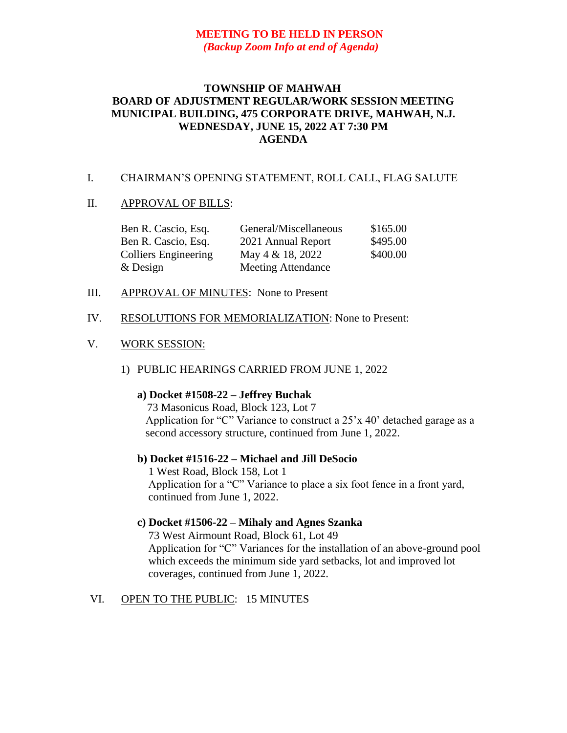**MEETING TO BE HELD IN PERSON**
***(Backup Zoom Info at end of Agenda)***

# TOWNSHIP OF MAHWAH
## BOARD OF ADJUSTMENT REGULAR/WORK SESSION MEETING
## MUNICIPAL BUILDING, 475 CORPORATE DRIVE, MAHWAH, N.J.
## WEDNESDAY, JUNE 15, 2022 AT 7:30 PM
## AGENDA

I. CHAIRMAN'S OPENING STATEMENT, ROLL CALL, FLAG SALUTE

II. APPROVAL OF BILLS:

| | | |
|---|---|---|
| Ben R. Cascio, Esq. | General/Miscellaneous | \$165.00 |
| Ben R. Cascio, Esq. | 2021 Annual Report | \$495.00 |
| Colliers Engineering & Design | May 4 & 18, 2022 Meeting Attendance | \$400.00 |

III. APPROVAL OF MINUTES: None to Present

IV. RESOLUTIONS FOR MEMORIALIZATION: None to Present:

V. WORK SESSION:

1) PUBLIC HEARINGS CARRIED FROM JUNE 1, 2022

**a) Docket #1508-22 – Jeffrey Buchak**
73 Masonicus Road, Block 123, Lot 7
Application for "C" Variance to construct a 25'x 40' detached garage as a second accessory structure, continued from June 1, 2022.

**b) Docket #1516-22 – Michael and Jill DeSocio**
1 West Road, Block 158, Lot 1
Application for a "C" Variance to place a six foot fence in a front yard, continued from June 1, 2022.

**c) Docket #1506-22 – Mihaly and Agnes Szanka**
73 West Airmount Road, Block 61, Lot 49
Application for "C" Variances for the installation of an above-ground pool which exceeds the minimum side yard setbacks, lot and improved lot coverages, continued from June 1, 2022.

VI. OPEN TO THE PUBLIC: 15 MINUTES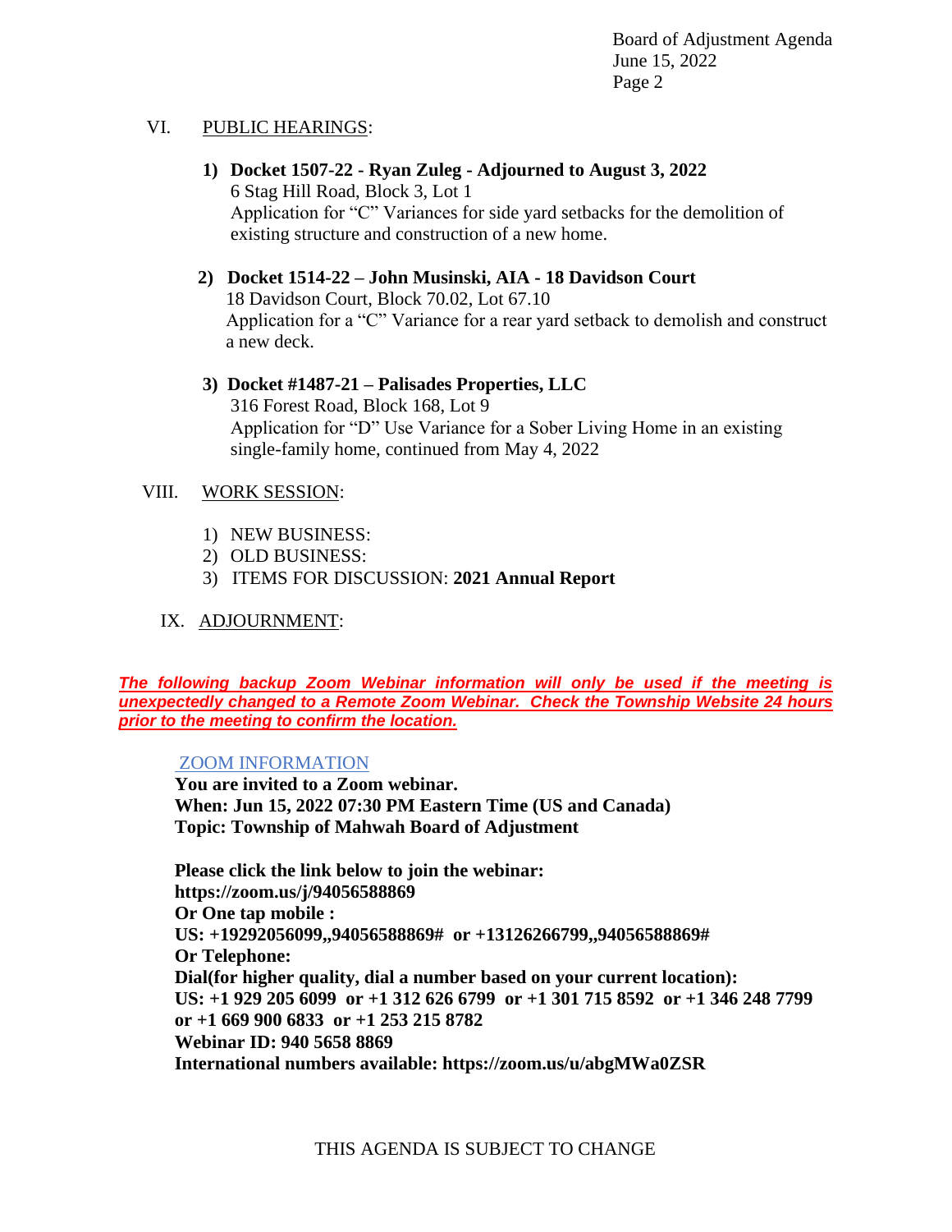## VI. PUBLIC HEARINGS:

1) **Docket 1507-22 - Ryan Zuleg - Adjourned to August 3, 2022**
   6 Stag Hill Road, Block 3, Lot 1
   Application for "C" Variances for side yard setbacks for the demolition of existing structure and construction of a new home.

2) **Docket 1514-22 – John Musinski, AIA - 18 Davidson Court**
   18 Davidson Court, Block 70.02, Lot 67.10
   Application for a "C" Variance for a rear yard setback to demolish and construct a new deck.

3) **Docket #1487-21 – Palisades Properties, LLC**
   316 Forest Road, Block 168, Lot 9
   Application for "D" Use Variance for a Sober Living Home in an existing single-family home, continued from May 4, 2022

## VIII. WORK SESSION:

1) NEW BUSINESS:
2) OLD BUSINESS:
3) ITEMS FOR DISCUSSION: **2021 Annual Report**

## IX. ADJOURNMENT:

***The following backup Zoom Webinar information will only be used if the meeting is unexpectedly changed to a Remote Zoom Webinar. Check the Township Website 24 hours prior to the meeting to confirm the location.***

ZOOM INFORMATION

**You are invited to a Zoom webinar.**
**When: Jun 15, 2022 07:30 PM Eastern Time (US and Canada)**
**Topic: Township of Mahwah Board of Adjustment**

**Please click the link below to join the webinar:**
**https://zoom.us/j/94056588869**
**Or One tap mobile :**
**US: +19292056099,,94056588869# or +13126266799,,94056588869#**
**Or Telephone:**
**Dial(for higher quality, dial a number based on your current location):**
**US: +1 929 205 6099 or +1 312 626 6799 or +1 301 715 8592 or +1 346 248 7799 or +1 669 900 6833 or +1 253 215 8782**
**Webinar ID: 940 5658 8869**
**International numbers available: https://zoom.us/u/abgMWa0ZSR**

THIS AGENDA IS SUBJECT TO CHANGE